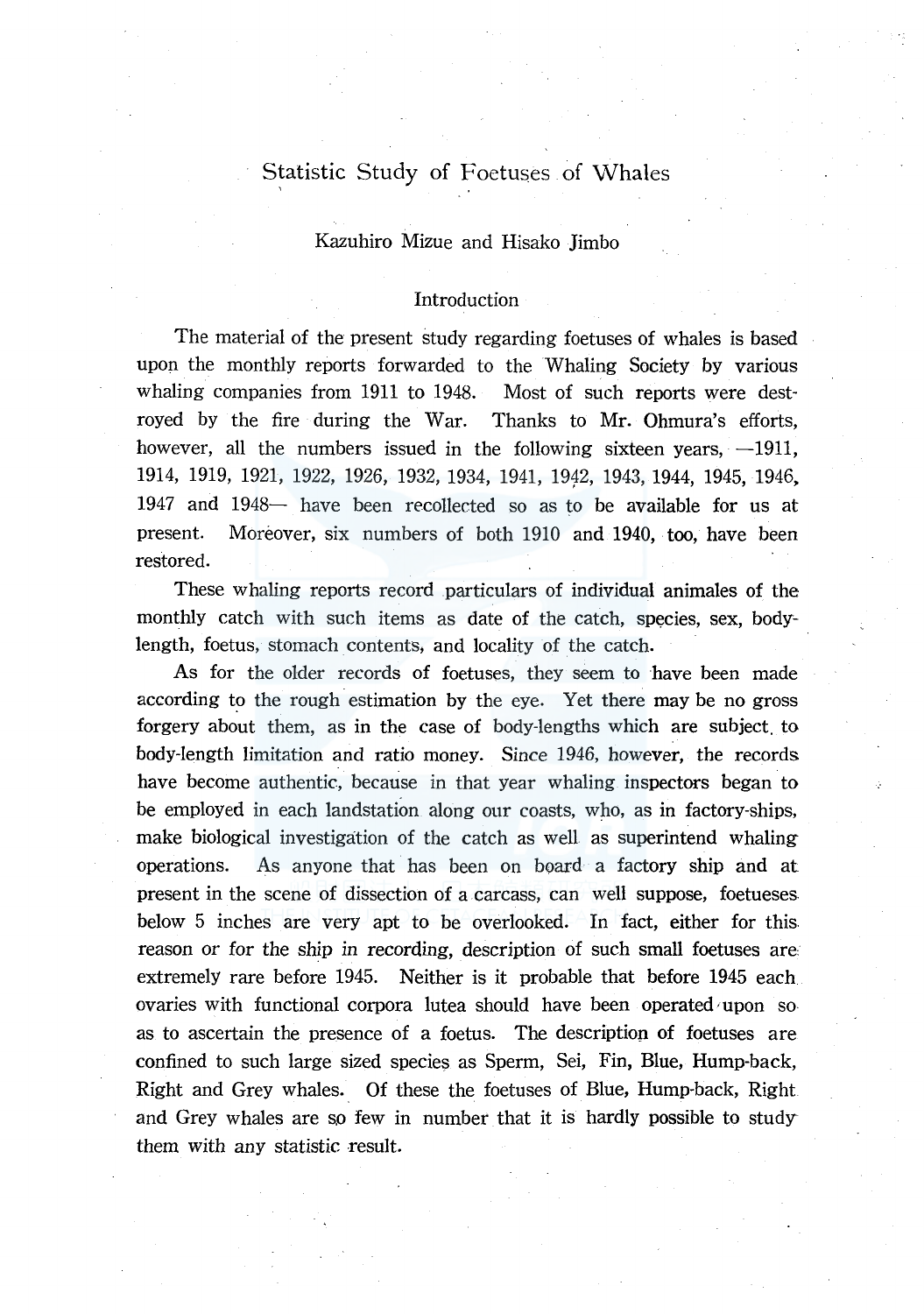# Statistic Study of Foetuses of Whales

Kazuhiro Mizue and Hisako Jimbo

## Introduction

The material of the present study regarding foetuses of whales is based upon the monthly reports forwarded to the Whaling Society by various whaling companies from 1911 to 1948. Most of such reports were destroyed by the fire during the War. Thanks to Mr. Ohmura's efforts, however, all the numbers issued in the following sixteen years, —1911, 1914, 1919, 1921, 1922, 1926, 1932, 1934, 1941, 1942, 1943, 1944, 1945, 1946, 1947 and 1948— have been recollected so as to be available for us at present. Moreover, six numbers of both 1910 and 1940, too, have been restored.

These whaling reports record particulars of individual animales of the monthly catch with such items as date of the catch, species, sex, body-length, foetus, stomach contents, and locality of the catch.

As for the older records of foetuses, they seem to have been made according to the rough estimation by the eye. Yet there may be no gross forgery about them, as in the case of body-lengths which are subject to body-length limitation and ratio money. Since 1946, however, the records have become authentic, because in that year whaling inspectors began to be employed in each landstation along our coasts, who, as in factory-ships, make biological investigation of the catch as well as superintend whaling operations. As anyone that has been on board a factory ship and at present in the scene of dissection of a carcass, can well suppose, foetueses below 5 inches are very apt to be overlooked. In fact, either for this reason or for the ship in recording, description of such small foetuses are extremely rare before 1945. Neither is it probable that before 1945 each ovaries with functional corpora lutea should have been operated upon so as to ascertain the presence of a foetus. The description of foetuses are confined to such large sized species as Sperm, Sei, Fin, Blue, Hump-back, Right and Grey whales. Of these the foetuses of Blue, Hump-back, Right and Grey whales are so few in number that it is hardly possible to study them with any statistic result.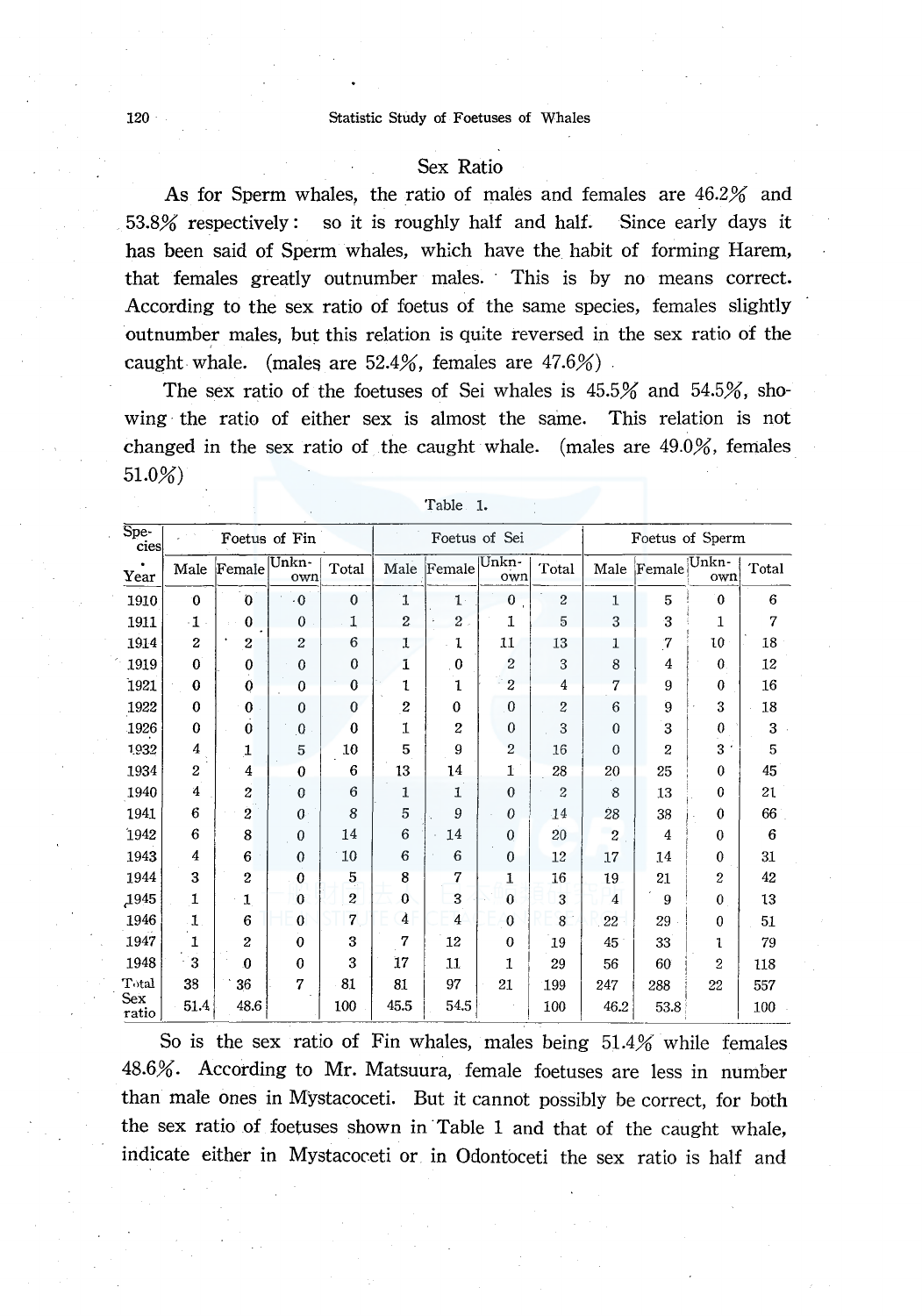## Sex Ratio

As for Sperm whales, the ratio of males and females are 46.2% and 53.8% respectively: so it is roughly half and half. Since early days it has been said of Sperm whales, which have the habit of forming Harem, that females greatly outnumber males. This is by no means correct. According to the sex ratio of foetus of the same species, females slightly outnumber males, but this relation is quite reversed in the sex ratio of the caught whale. (males are 52.4%, females are 47.6%)

The sex ratio of the foetuses of Sei whales is 45.5% and 54.5%, showing the ratio of either sex is almost the same. This relation is not changed in the sex ratio of the caught whale. (males are 49.0%, females 51.0%)

Table 1.

| Species | Foetus of Fin | | | | Foetus of Sei | | | | Foetus of Sperm | | | |
|---|---|---|---|---|---|---|---|---|---|---|---|---|
| Year | Male | Female | Unknown | Total | Male | Female | Unknown | Total | Male | Female | Unknown | Total |
| 1910 | 0 | 0 | 0 | 0 | 1 | 1 | 0 | 2 | 1 | 5 | 0 | 6 |
| 1911 | 1 | 0 | 0 | 1 | 2 | 2 | 1 | 5 | 3 | 3 | 1 | 7 |
| 1914 | 2 | 2 | 2 | 6 | 1 | 1 | 11 | 13 | 1 | 7 | 10 | 18 |
| 1919 | 0 | 0 | 0 | 0 | 1 | 0 | 2 | 3 | 8 | 4 | 0 | 12 |
| 1921 | 0 | 0 | 0 | 0 | 1 | 1 | 2 | 4 | 7 | 9 | 0 | 16 |
| 1922 | 0 | 0 | 0 | 0 | 2 | 0 | 0 | 2 | 6 | 9 | 3 | 18 |
| 1926 | 0 | 0 | 0 | 0 | 1 | 2 | 0 | 3 | 0 | 3 | 0 | 3 |
| 1932 | 4 | 1 | 5 | 10 | 5 | 9 | 2 | 16 | 0 | 2 | 3 | 5 |
| 1934 | 2 | 4 | 0 | 6 | 13 | 14 | 1 | 28 | 20 | 25 | 0 | 45 |
| 1940 | 4 | 2 | 0 | 6 | 1 | 1 | 0 | 2 | 8 | 13 | 0 | 21 |
| 1941 | 6 | 2 | 0 | 8 | 5 | 9 | 0 | 14 | 28 | 38 | 0 | 66 |
| 1942 | 6 | 8 | 0 | 14 | 6 | 14 | 0 | 20 | 2 | 4 | 0 | 6 |
| 1943 | 4 | 6 | 0 | 10 | 6 | 6 | 0 | 12 | 17 | 14 | 0 | 31 |
| 1944 | 3 | 2 | 0 | 5 | 8 | 7 | 1 | 16 | 19 | 21 | 2 | 42 |
| 1945 | 1 | 1 | 0 | 2 | 0 | 3 | 0 | 3 | 4 | 9 | 0 | 13 |
| 1946 | 1 | 6 | 0 | 7 | 4 | 4 | 0 | 8 | 22 | 29 | 0 | 51 |
| 1947 | 1 | 2 | 0 | 3 | 7 | 12 | 0 | 19 | 45 | 33 | 1 | 79 |
| 1948 | 3 | 0 | 0 | 3 | 17 | 11 | 1 | 29 | 56 | 60 | 2 | 118 |
| Total | 38 | 36 | 7 | 81 | 81 | 97 | 21 | 199 | 247 | 288 | 22 | 557 |
| Sex ratio | 51.4 | 48.6 | | 100 | 45.5 | 54.5 | | 100 | 46.2 | 53.8 | | 100 |

So is the sex ratio of Fin whales, males being 51.4% while females 48.6%. According to Mr. Matsuura, female foetuses are less in number than male ones in Mystacoceti. But it cannot possibly be correct, for both the sex ratio of foetuses shown in Table 1 and that of the caught whale, indicate either in Mystacoceti or in Odontoceti the sex ratio is half and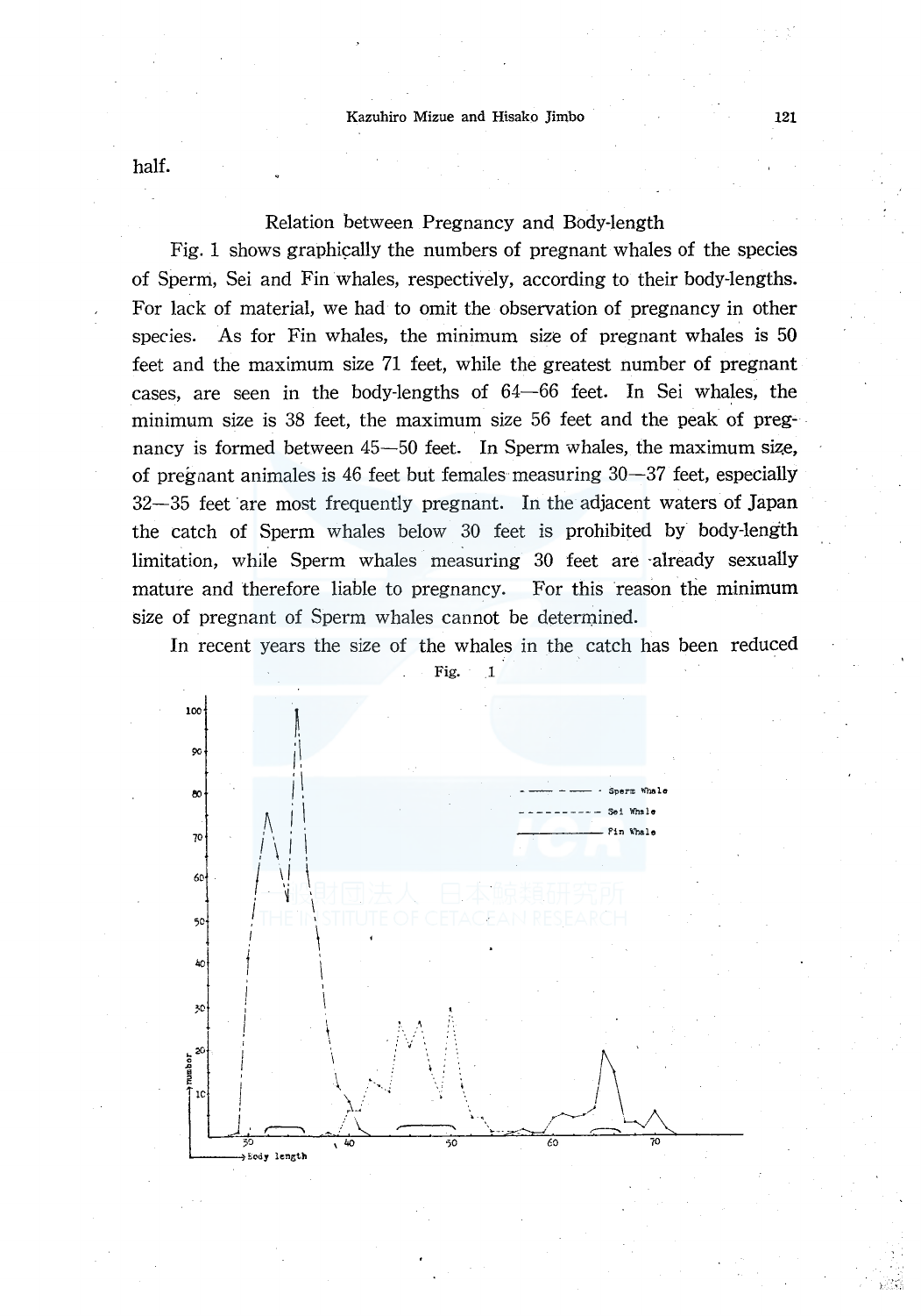half.

### Relation between Pregnancy and Body-length

Fig. 1 shows graphically the numbers of pregnant whales of the species of Sperm, Sei and Fin whales, respectively, according to their body-lengths. For lack of material, we had to omit the observation of pregnancy in other species. As for Fin whales, the minimum size of pregnant whales is 50 feet and the maximum size 71 feet, while the greatest number of pregnant cases, are seen in the body-lengths of 64—66 feet. In Sei whales, the minimum size is 38 feet, the maximum size 56 feet and the peak of pregnancy is formed between 45—50 feet. In Sperm whales, the maximum size, of pregnant animales is 46 feet but females measuring 30—37 feet, especially 32—35 feet are most frequently pregnant. In the adjacent waters of Japan the catch of Sperm whales below 30 feet is prohibited by body-length limitation, while Sperm whales measuring 30 feet are already sexually mature and therefore liable to pregnancy. For this reason the minimum size of pregnant of Sperm whales cannot be determined.

In recent years the size of the whales in the catch has been reduced

Fig. 1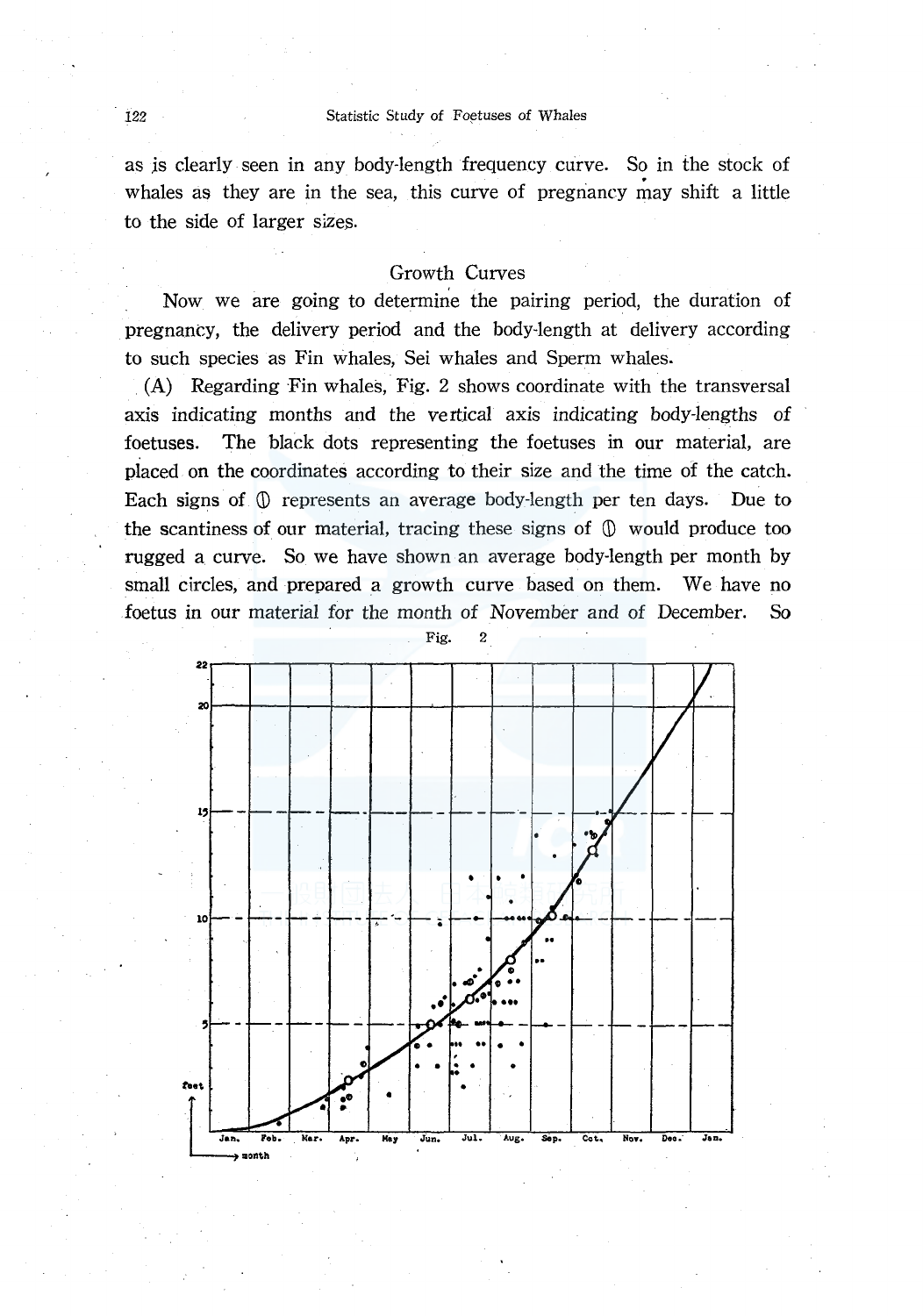as is clearly seen in any body-length frequency curve. So in the stock of whales as they are in the sea, this curve of pregnancy may shift a little to the side of larger sizes.

## Growth Curves

Now we are going to determine the pairing period, the duration of pregnancy, the delivery period and the body-length at delivery according to such species as Fin whales, Sei whales and Sperm whales.

(A) Regarding Fin whales, Fig. 2 shows coordinate with the transversal axis indicating months and the vertical axis indicating body-lengths of foetuses. The black dots representing the foetuses in our material, are placed on the coordinates according to their size and the time of the catch. Each signs of �León represents an average body-length per ten days. Due to the scantiness of our material, tracing these signs of ⓪ would produce too rugged a curve. So we have shown an average body-length per month by small circles, and prepared a growth curve based on them. We have no foetus in our material for the month of November and of December. So

Fig. 2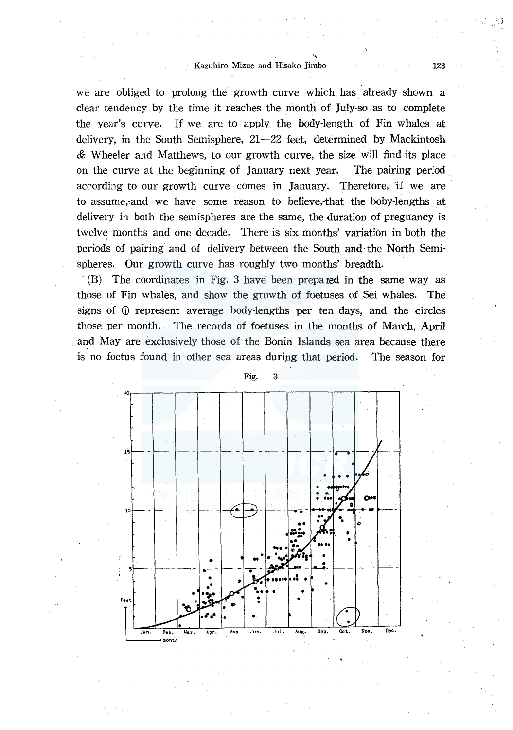we are obliged to prolong the growth curve which has already shown a clear tendency by the time it reaches the month of July-so as to complete the year's curve. If we are to apply the body-length of Fin whales at delivery, in the South Semisphere, 21—22 feet, determined by Mackintosh & Wheeler and Matthews, to our growth curve, the size will find its place on the curve at the beginning of January next year. The pairing period according to our growth curve comes in January. Therefore, if we are to assume,-and we have some reason to believe,-that the boby-lengths at delivery in both the semispheres are the same, the duration of pregnancy is twelve months and one decade. There is six months' variation in both the periods of pairing and of delivery between the South and the North Semispheres. Our growth curve has roughly two months' breadth.

(B) The coordinates in Fig. 3 have been prepared in the same way as those of Fin whales, and show the growth of foetuses of Sei whales. The signs of ⦶ represent average body-lengths per ten days, and the circles those per month. The records of foetuses in the months of March, April and May are exclusively those of the Bonin Islands sea area because there is no foetus found in other sea areas during that period. The season for

Fig. 3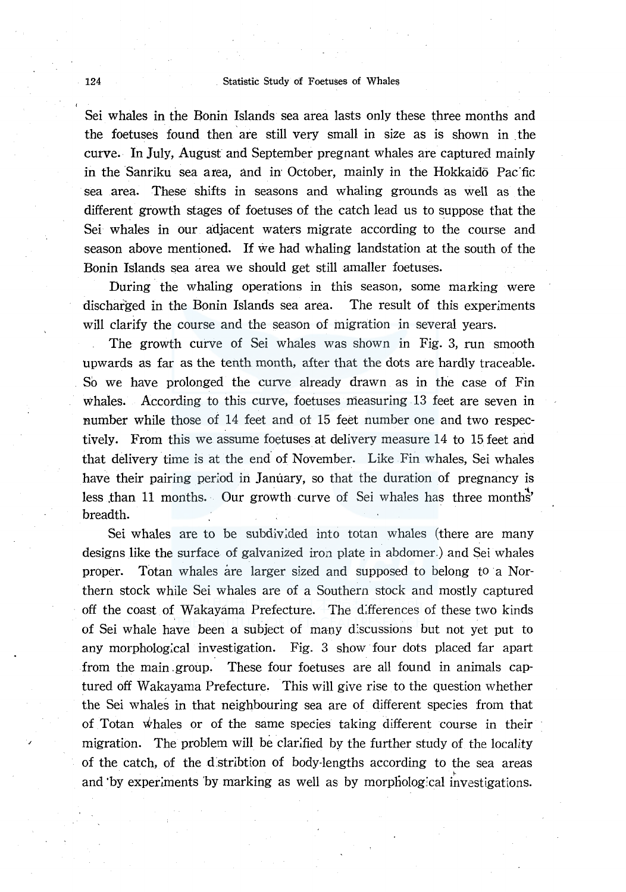Sei whales in the Bonin Islands sea area lasts only these three months and the foetuses found then are still very small in size as is shown in the curve. In July, August and September pregnant whales are captured mainly in the Sanriku sea area, and in October, mainly in the Hokkaidō Pacific sea area. These shifts in seasons and whaling grounds as well as the different growth stages of foetuses of the catch lead us to suppose that the Sei whales in our adjacent waters migrate according to the course and season above mentioned. If we had whaling landstation at the south of the Bonin Islands sea area we should get still amaller foetuses.

During the whaling operations in this season, some marking were discharged in the Bonin Islands sea area. The result of this experiments will clarify the course and the season of migration in several years.

The growth curve of Sei whales was shown in Fig. 3, run smooth upwards as far as the tenth month, after that the dots are hardly traceable. So we have prolonged the curve already drawn as in the case of Fin whales. According to this curve, foetuses measuring 13 feet are seven in number while those of 14 feet and of 15 feet number one and two respectively. From this we assume foetuses at delivery measure 14 to 15 feet and that delivery time is at the end of November. Like Fin whales, Sei whales have their pairing period in January, so that the duration of pregnancy is less than 11 months. Our growth curve of Sei whales has three months' breadth.

Sei whales are to be subdivided into totan whales (there are many designs like the surface of galvanized iron plate in abdomer.) and Sei whales proper. Totan whales are larger sized and supposed to belong to a Northern stock while Sei whales are of a Southern stock and mostly captured off the coast of Wakayama Prefecture. The differences of these two kinds of Sei whale have been a subject of many discussions but not yet put to any morphological investigation. Fig. 3 show four dots placed far apart from the main group. These four foetuses are all found in animals captured off Wakayama Prefecture. This will give rise to the question whether the Sei whales in that neighbouring sea are of different species from that of Totan whales or of the same species taking different course in their migration. The problem will be clarified by the further study of the locality of the catch, of the distribtion of body-lengths according to the sea areas and by experiments by marking as well as by morphological investigations.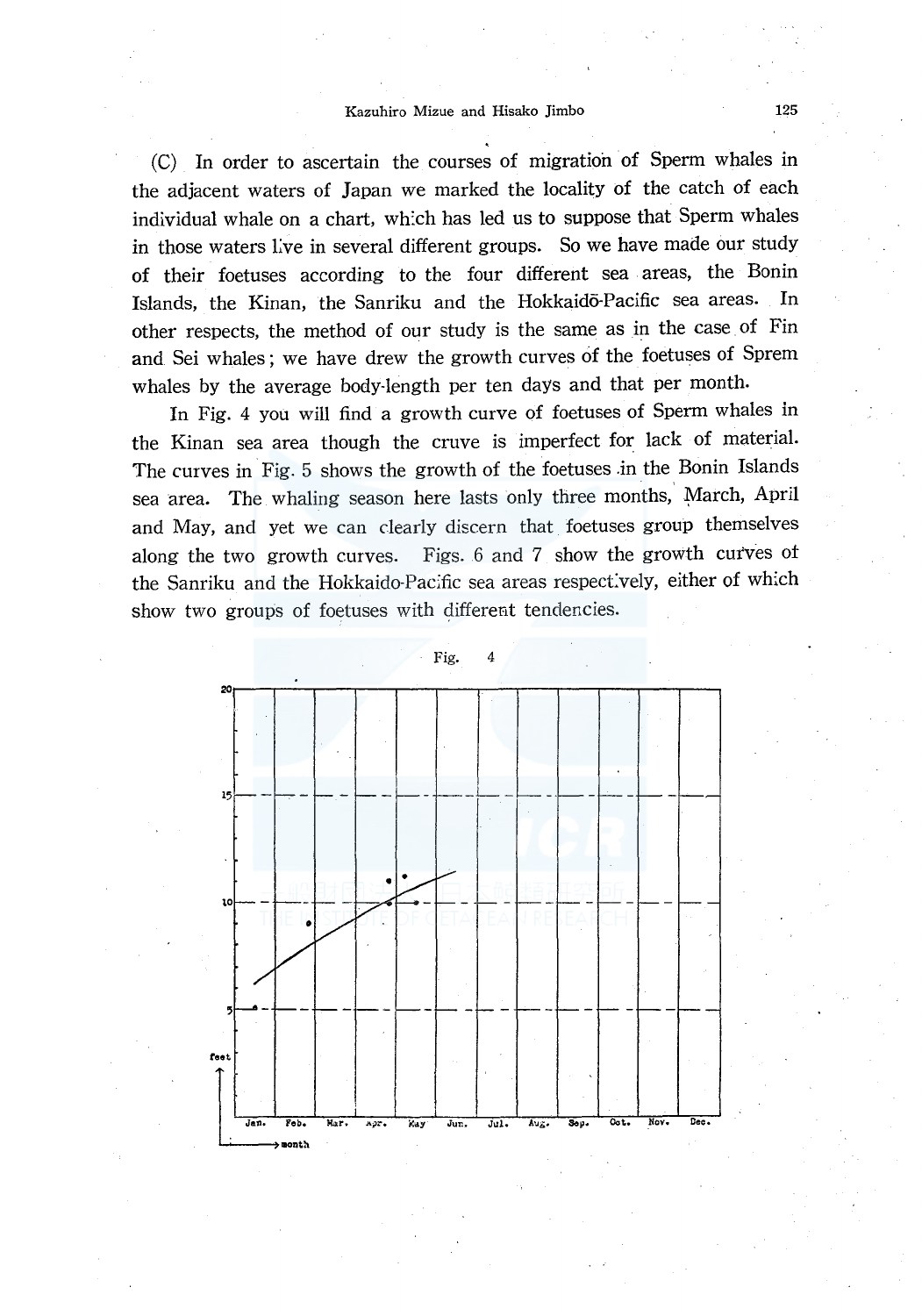(C) In order to ascertain the courses of migration of Sperm whales in the adjacent waters of Japan we marked the locality of the catch of each individual whale on a chart, which has led us to suppose that Sperm whales in those waters live in several different groups. So we have made our study of their foetuses according to the four different sea areas, the Bonin Islands, the Kinan, the Sanriku and the Hokkaidō-Pacific sea areas. In other respects, the method of our study is the same as in the case of Fin and Sei whales; we have drew the growth curves of the foetuses of Sprem whales by the average body-length per ten days and that per month.

In Fig. 4 you will find a growth curve of foetuses of Sperm whales in the Kinan sea area though the cruve is imperfect for lack of material. The curves in Fig. 5 shows the growth of the foetuses in the Bonin Islands sea area. The whaling season here lasts only three months, March, April and May, and yet we can clearly discern that foetuses group themselves along the two growth curves. Figs. 6 and 7 show the growth curves of the Sanriku and the Hokkaido-Pacific sea areas respectively, either of which show two groups of foetuses with different tendencies.

Fig. 4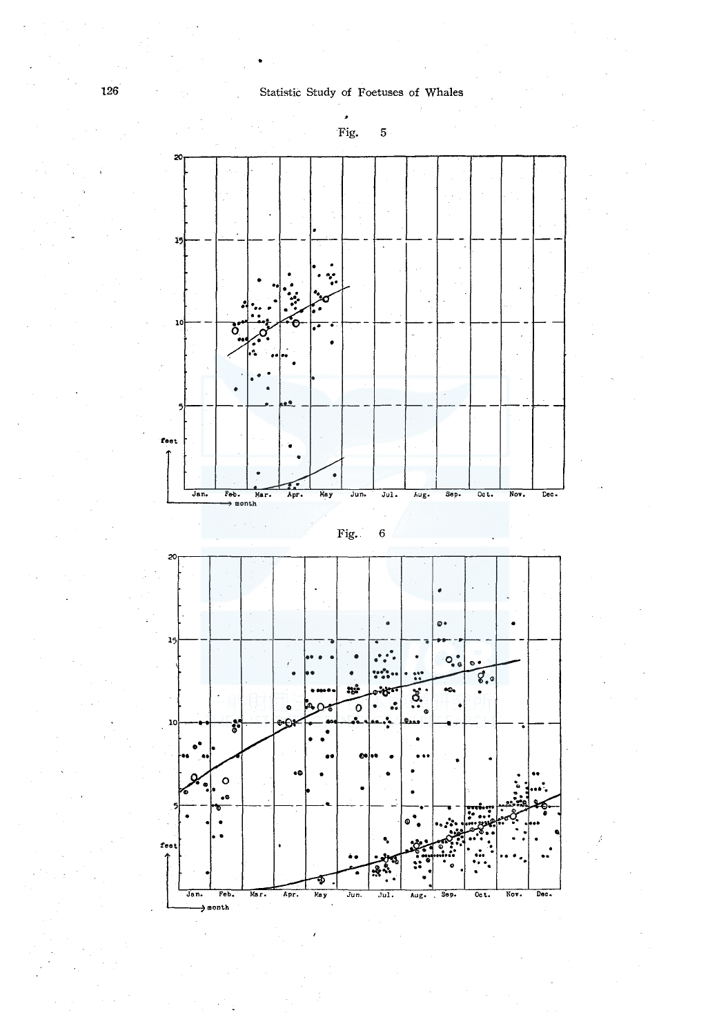Fig. 5

Fig. 6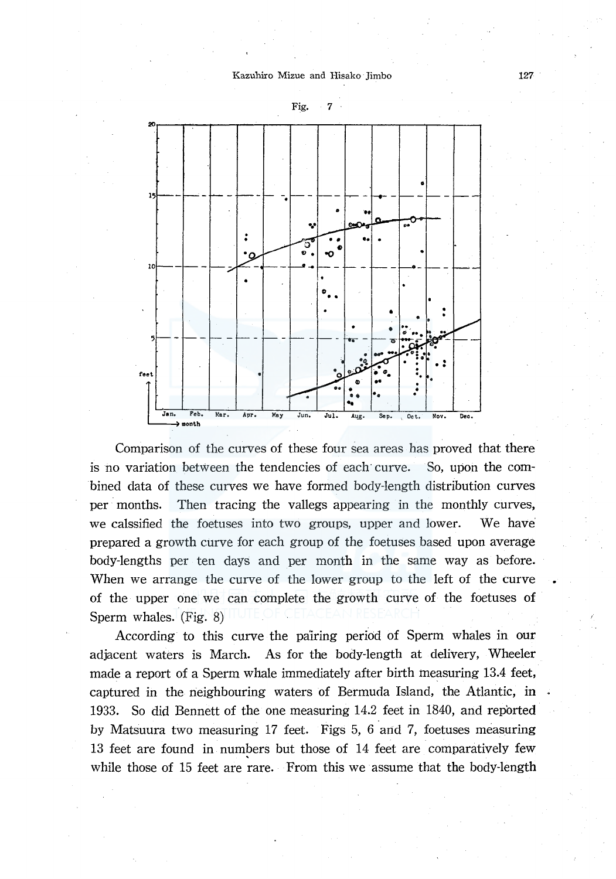Fig. 7

Comparison of the curves of these four sea areas has proved that there is no variation between the tendencies of each curve. So, upon the combined data of these curves we have formed body-length distribution curves per months. Then tracing the vallegs appearing in the monthly curves, we calssified the foetuses into two groups, upper and lower. We have prepared a growth curve for each group of the foetuses based upon average body-lengths per ten days and per month in the same way as before. When we arrange the curve of the lower group to the left of the curve of the upper one we can complete the growth curve of the foetuses of Sperm whales. (Fig. 8)

According to this curve the pairing period of Sperm whales in our adjacent waters is March. As for the body-length at delivery, Wheeler made a report of a Sperm whale immediately after birth measuring 13.4 feet, captured in the neighbouring waters of Bermuda Island, the Atlantic, in 1933. So did Bennett of the one measuring 14.2 feet in 1840, and reported by Matsuura two measuring 17 feet. Figs 5, 6 and 7, foetuses measuring 13 feet are found in numbers but those of 14 feet are comparatively few while those of 15 feet are rare. From this we assume that the body-length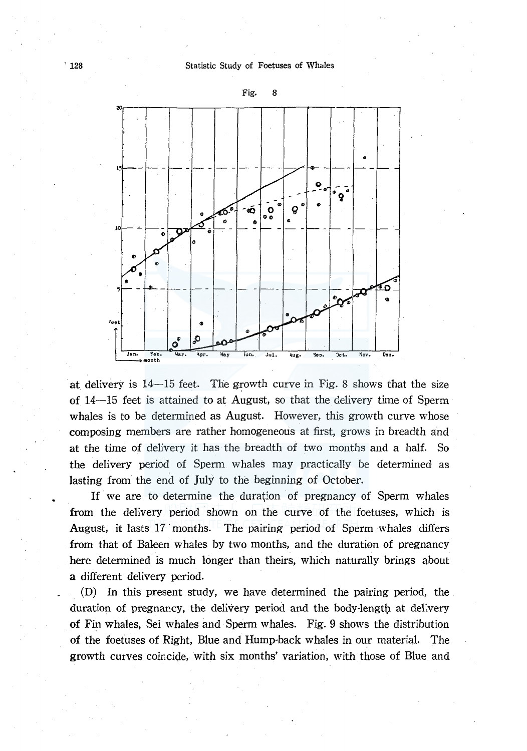Fig. 8

at delivery is 14—15 feet. The growth curve in Fig. 8 shows that the size of 14—15 feet is attained to at August, so that the delivery time of Sperm whales is to be determined as August. However, this growth curve whose composing members are rather homogeneous at first, grows in breadth and at the time of delivery it has the breadth of two months and a half. So the delivery period of Sperm whales may practically be determined as lasting from the end of July to the beginning of October.

If we are to determine the duration of pregnancy of Sperm whales from the delivery period shown on the curve of the foetuses, which is August, it lasts 17 months. The pairing period of Sperm whales differs from that of Baleen whales by two months, and the duration of pregnancy here determined is much longer than theirs, which naturally brings about a different delivery period.

(D) In this present study, we have determined the pairing period, the duration of pregnancy, the delivery period and the body-length at delivery of Fin whales, Sei whales and Sperm whales. Fig. 9 shows the distribution of the foetuses of Right, Blue and Hump-back whales in our material. The growth curves coincide, with six months' variation, with those of Blue and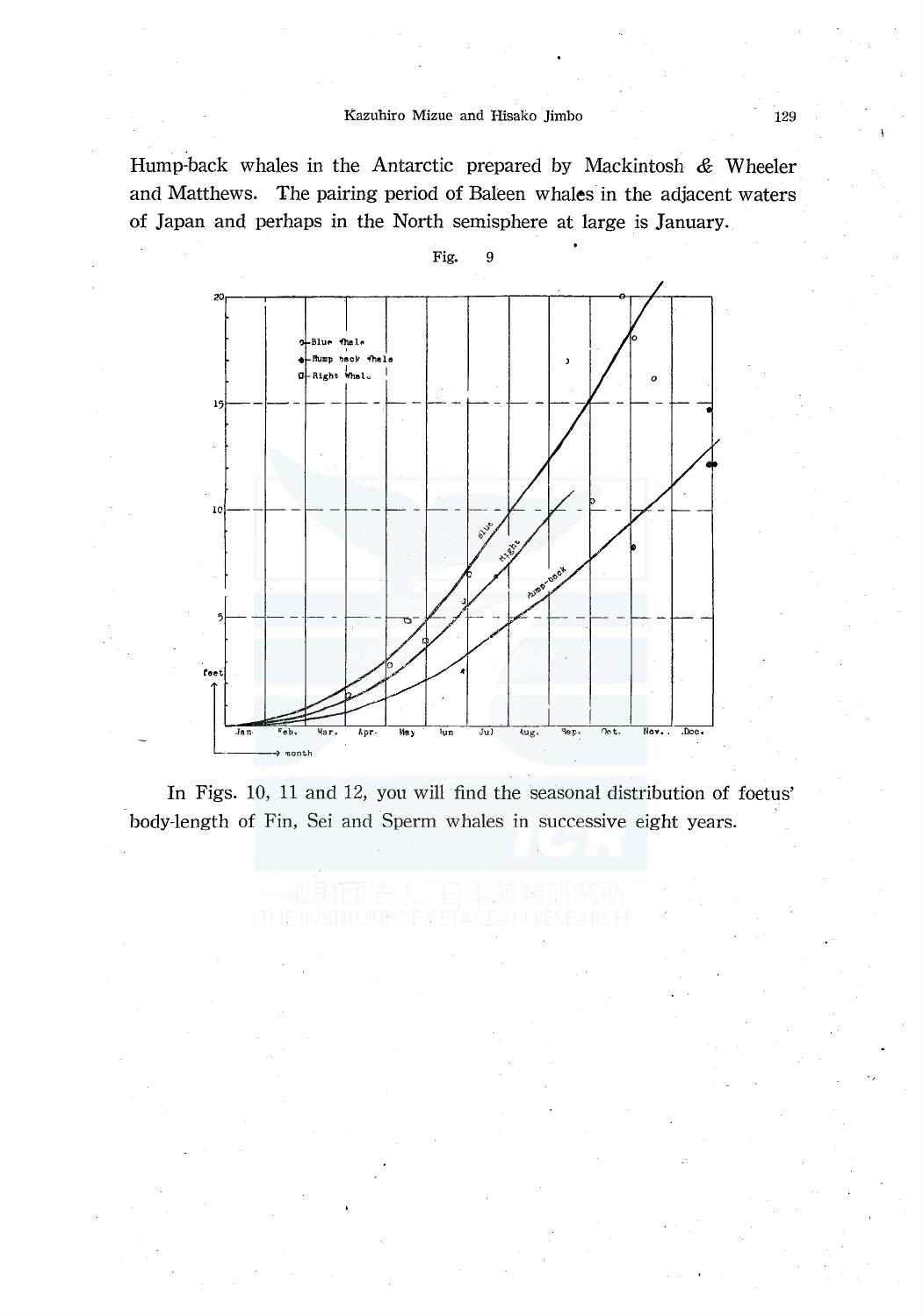Hump-back whales in the Antarctic prepared by Mackintosh & Wheeler and Matthews. The pairing period of Baleen whales in the adjacent waters of Japan and perhaps in the North semisphere at large is January.

Fig. 9

In Figs. 10, 11 and 12, you will find the seasonal distribution of foetus' body-length of Fin, Sei and Sperm whales in successive eight years.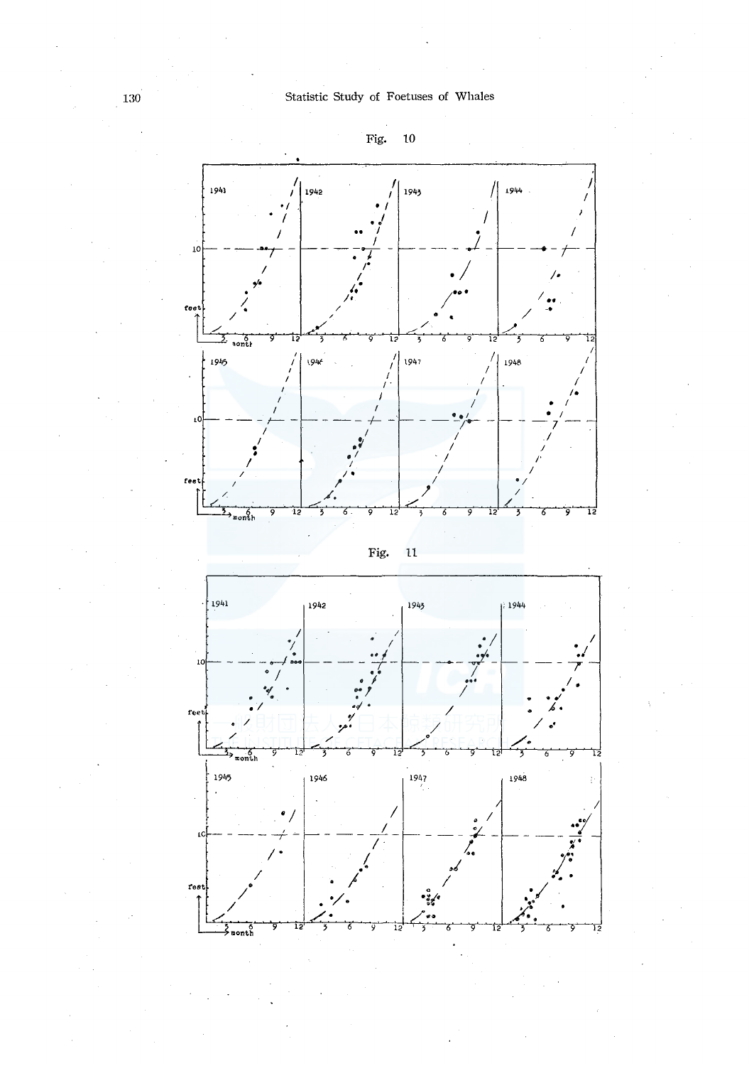Fig. 10

Fig. 11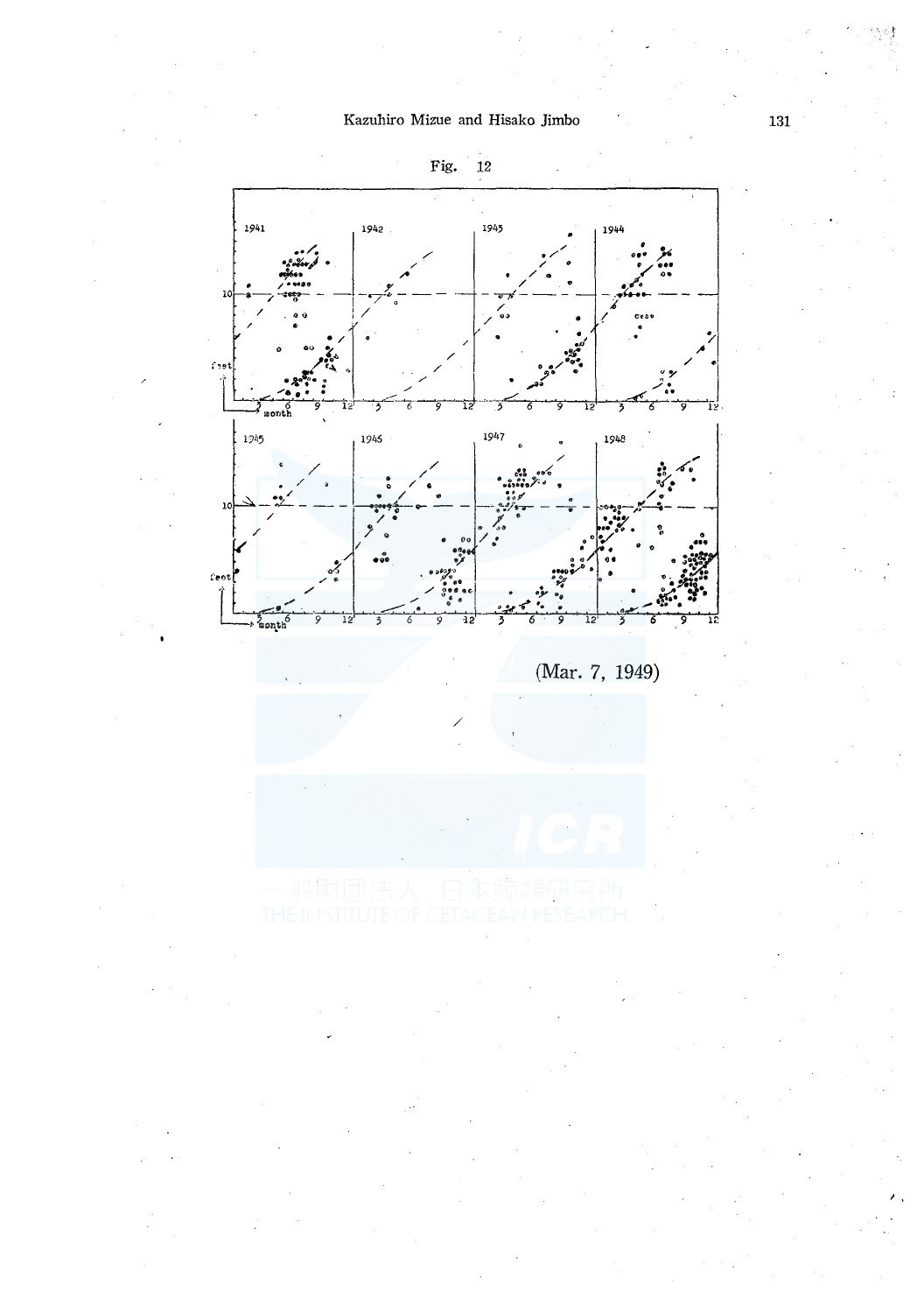Fig. 12

1941

1942

1943

1944

10

feet

month

3 6 9 12 3 6 9 12 3 6 9 12 3 6 9 12

1945

1946

1947

1948

10

feet

month

3 6 9 12 3 6 9 12 3 6 9 12 3 6 9 12

(Mar. 7, 1949)